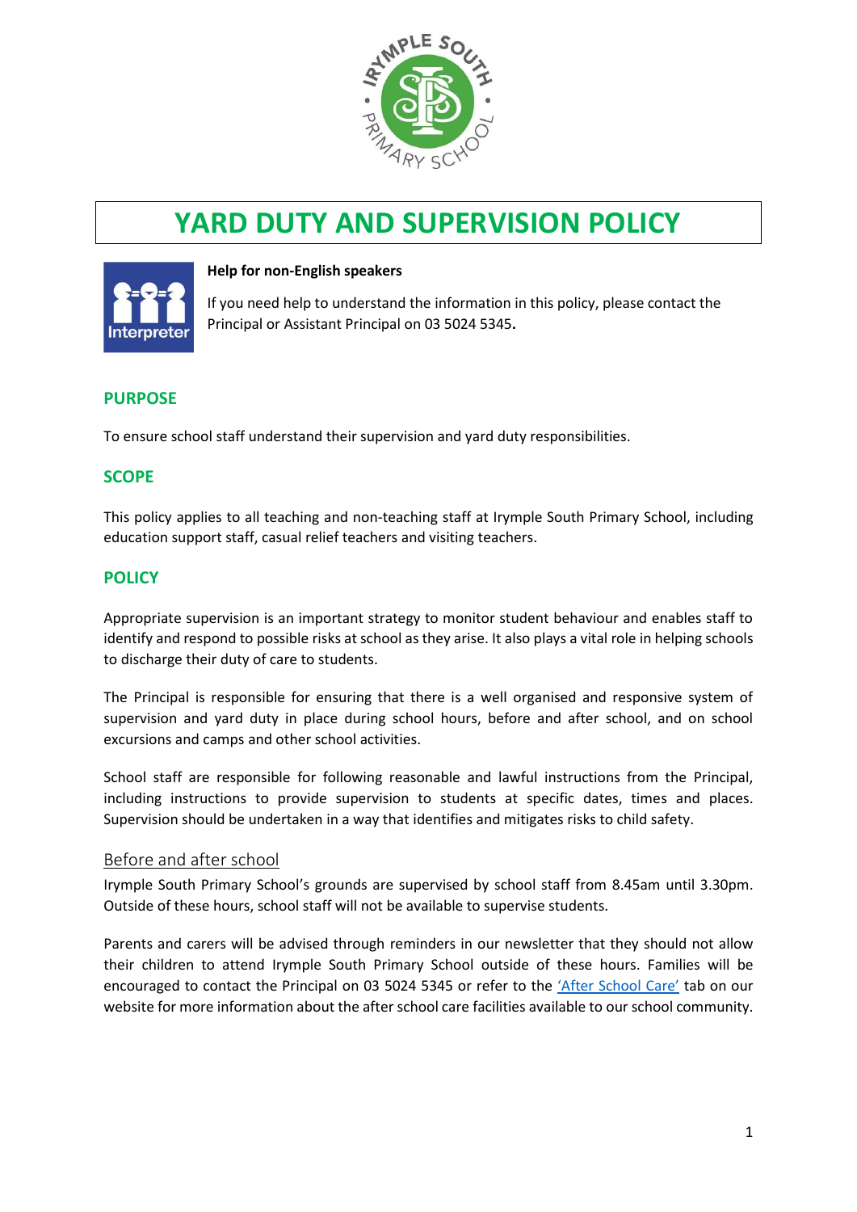# YARD DUTY AND SUPERVISION POLICY

**Help for non-English speakers**

If you need help to understand the information in this policy, please contact the Principal or Assistant Principal on 03 5024 5345**.**

## PURPOSE

To ensure school staff understand their supervision and yard duty responsibilities.

## SCOPE

This policy applies to all teaching and non-teaching staff at Irymple South Primary School, including education support staff, casual relief teachers and visiting teachers.

## POLICY

Appropriate supervision is an important strategy to monitor student behaviour and enables staff to identify and respond to possible risks at school as they arise. It also plays a vital role in helping schools to discharge their duty of care to students.

The Principal is responsible for ensuring that there is a well organised and responsive system of supervision and yard duty in place during school hours, before and after school, and on school excursions and camps and other school activities.

School staff are responsible for following reasonable and lawful instructions from the Principal, including instructions to provide supervision to students at specific dates, times and places. Supervision should be undertaken in a way that identifies and mitigates risks to child safety.

### Before and after school

Irymple South Primary School's grounds are supervised by school staff from 8.45am until 3.30pm. Outside of these hours, school staff will not be available to supervise students.

Parents and carers will be advised through reminders in our newsletter that they should not allow their children to attend Irymple South Primary School outside of these hours. Families will be encouraged to contact the Principal on 03 5024 5345 or refer to the 'After School Care' tab on our website for more information about the after school care facilities available to our school community.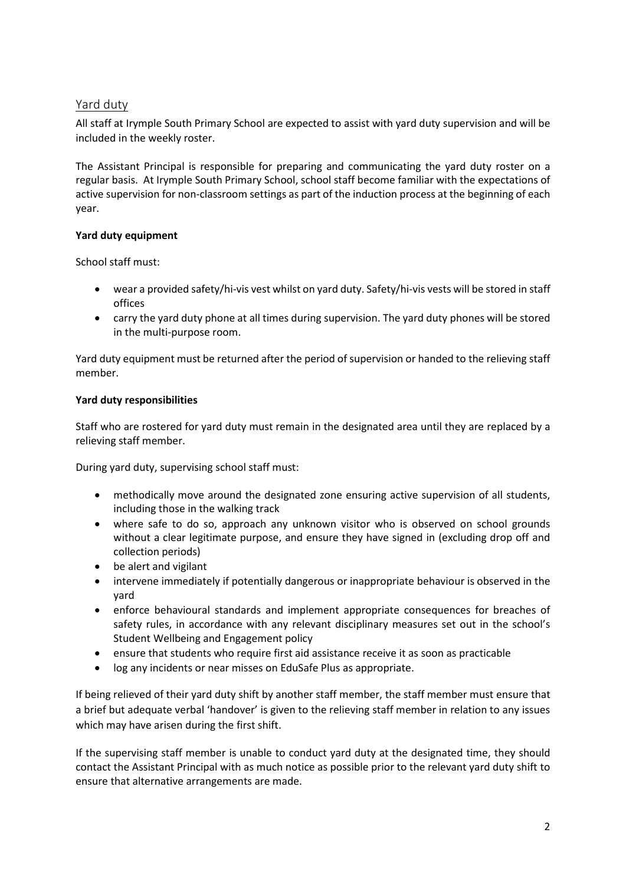## Yard duty

All staff at Irymple South Primary School are expected to assist with yard duty supervision and will be included in the weekly roster.

The Assistant Principal is responsible for preparing and communicating the yard duty roster on a regular basis. At Irymple South Primary School, school staff become familiar with the expectations of active supervision for non-classroom settings as part of the induction process at the beginning of each year.

**Yard duty equipment**

School staff must:

- wear a provided safety/hi-vis vest whilst on yard duty. Safety/hi-vis vests will be stored in staff offices
- carry the yard duty phone at all times during supervision. The yard duty phones will be stored in the multi-purpose room.

Yard duty equipment must be returned after the period of supervision or handed to the relieving staff member.

**Yard duty responsibilities**

Staff who are rostered for yard duty must remain in the designated area until they are replaced by a relieving staff member.

During yard duty, supervising school staff must:

- methodically move around the designated zone ensuring active supervision of all students, including those in the walking track
- where safe to do so, approach any unknown visitor who is observed on school grounds without a clear legitimate purpose, and ensure they have signed in (excluding drop off and collection periods)
- be alert and vigilant
- intervene immediately if potentially dangerous or inappropriate behaviour is observed in the yard
- enforce behavioural standards and implement appropriate consequences for breaches of safety rules, in accordance with any relevant disciplinary measures set out in the school's Student Wellbeing and Engagement policy
- ensure that students who require first aid assistance receive it as soon as practicable
- log any incidents or near misses on EduSafe Plus as appropriate.

If being relieved of their yard duty shift by another staff member, the staff member must ensure that a brief but adequate verbal 'handover' is given to the relieving staff member in relation to any issues which may have arisen during the first shift.

If the supervising staff member is unable to conduct yard duty at the designated time, they should contact the Assistant Principal with as much notice as possible prior to the relevant yard duty shift to ensure that alternative arrangements are made.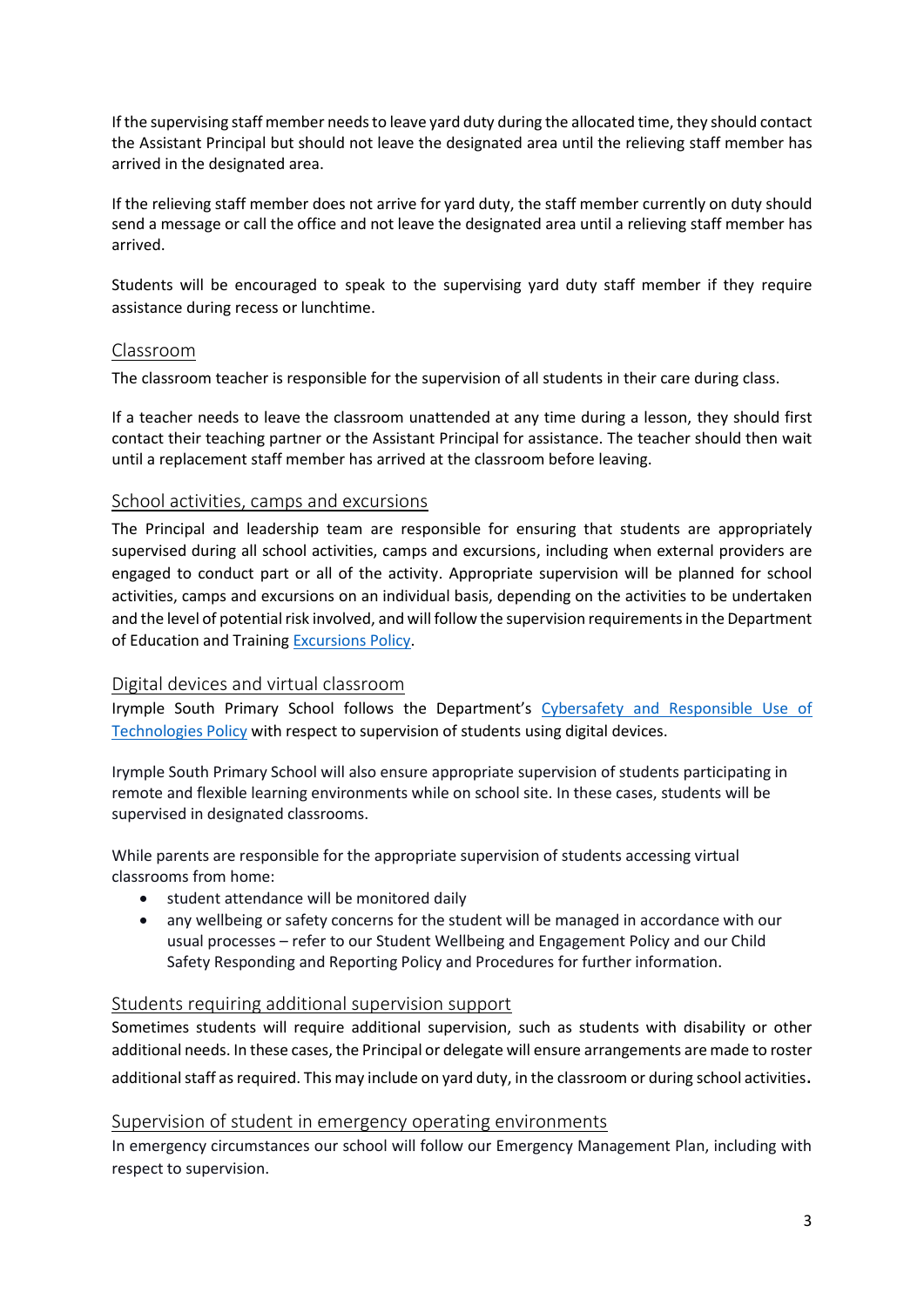If the supervising staff member needs to leave yard duty during the allocated time, they should contact the Assistant Principal but should not leave the designated area until the relieving staff member has arrived in the designated area.

If the relieving staff member does not arrive for yard duty, the staff member currently on duty should send a message or call the office and not leave the designated area until a relieving staff member has arrived.

Students will be encouraged to speak to the supervising yard duty staff member if they require assistance during recess or lunchtime.

## Classroom

The classroom teacher is responsible for the supervision of all students in their care during class.

If a teacher needs to leave the classroom unattended at any time during a lesson, they should first contact their teaching partner or the Assistant Principal for assistance. The teacher should then wait until a replacement staff member has arrived at the classroom before leaving.

## School activities, camps and excursions

The Principal and leadership team are responsible for ensuring that students are appropriately supervised during all school activities, camps and excursions, including when external providers are engaged to conduct part or all of the activity. Appropriate supervision will be planned for school activities, camps and excursions on an individual basis, depending on the activities to be undertaken and the level of potential risk involved, and will follow the supervision requirements in the Department of Education and Training Excursions Policy.

## Digital devices and virtual classroom

Irymple South Primary School follows the Department's Cybersafety and Responsible Use of Technologies Policy with respect to supervision of students using digital devices.

Irymple South Primary School will also ensure appropriate supervision of students participating in remote and flexible learning environments while on school site. In these cases, students will be supervised in designated classrooms.

While parents are responsible for the appropriate supervision of students accessing virtual classrooms from home:

- student attendance will be monitored daily
- any wellbeing or safety concerns for the student will be managed in accordance with our usual processes – refer to our Student Wellbeing and Engagement Policy and our Child Safety Responding and Reporting Policy and Procedures for further information.

## Students requiring additional supervision support

Sometimes students will require additional supervision, such as students with disability or other additional needs. In these cases, the Principal or delegate will ensure arrangements are made to roster additional staff as required. This may include on yard duty, in the classroom or during school activities.

## Supervision of student in emergency operating environments

In emergency circumstances our school will follow our Emergency Management Plan, including with respect to supervision.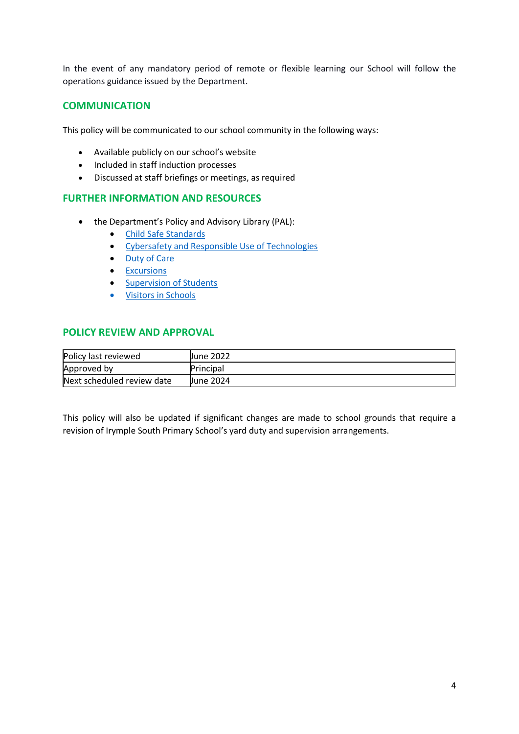In the event of any mandatory period of remote or flexible learning our School will follow the operations guidance issued by the Department.

## COMMUNICATION

This policy will be communicated to our school community in the following ways:

- Available publicly on our school's website
- Included in staff induction processes
- Discussed at staff briefings or meetings, as required

## FURTHER INFORMATION AND RESOURCES

- the Department's Policy and Advisory Library (PAL):
  - Child Safe Standards
  - Cybersafety and Responsible Use of Technologies
  - Duty of Care
  - Excursions
  - Supervision of Students
  - Visitors in Schools

## POLICY REVIEW AND APPROVAL

| | |
|---|---|
| Policy last reviewed | June 2022 |
| Approved by | Principal |
| Next scheduled review date | June 2024 |

This policy will also be updated if significant changes are made to school grounds that require a revision of Irymple South Primary School's yard duty and supervision arrangements.